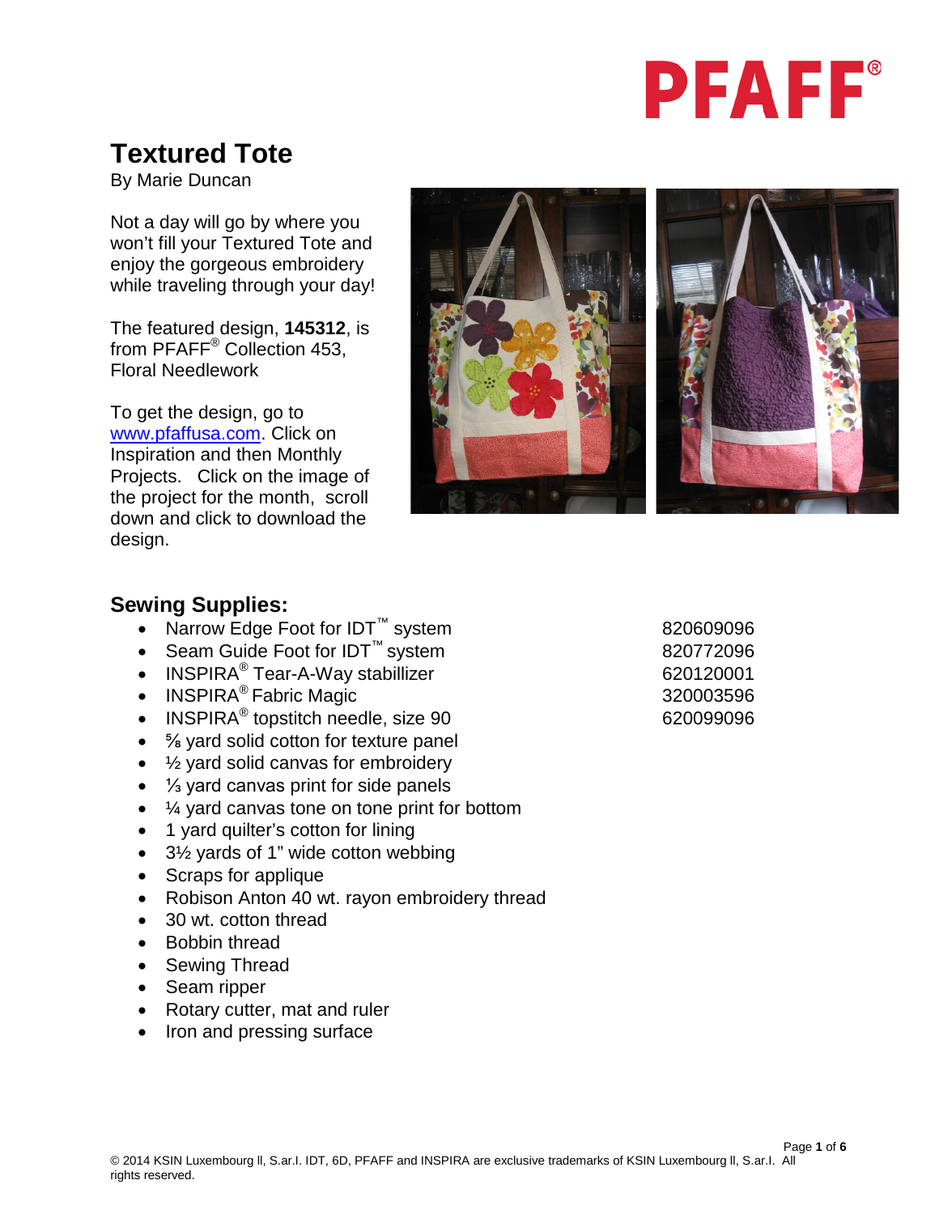PFAFF®

# Textured Tote

By Marie Duncan

Not a day will go by where you won't fill your Textured Tote and enjoy the gorgeous embroidery while traveling through your day!

The featured design, **145312**, is from PFAFF® Collection 453, Floral Needlework

To get the design, go to www.pfaffusa.com. Click on Inspiration and then Monthly Projects. Click on the image of the project for the month, scroll down and click to download the design.

## Sewing Supplies:

| | |
|---|---|
| • Narrow Edge Foot for IDT™ system | 820609096 |
| • Seam Guide Foot for IDT™ system | 820772096 |
| • INSPIRA® Tear-A-Way stabillizer | 620120001 |
| • INSPIRA® Fabric Magic | 320003596 |
| • INSPIRA® topstitch needle, size 90 | 620099096 |

- ⅝ yard solid cotton for texture panel
- ½ yard solid canvas for embroidery
- ⅓ yard canvas print for side panels
- ¼ yard canvas tone on tone print for bottom
- 1 yard quilter's cotton for lining
- 3½ yards of 1" wide cotton webbing
- Scraps for applique
- Robison Anton 40 wt. rayon embroidery thread
- 30 wt. cotton thread
- Bobbin thread
- Sewing Thread
- Seam ripper
- Rotary cutter, mat and ruler
- Iron and pressing surface

© 2014 KSIN Luxembourg ll, S.ar.l. IDT, 6D, PFAFF and INSPIRA are exclusive trademarks of KSIN Luxembourg ll, S.ar.l. All rights reserved.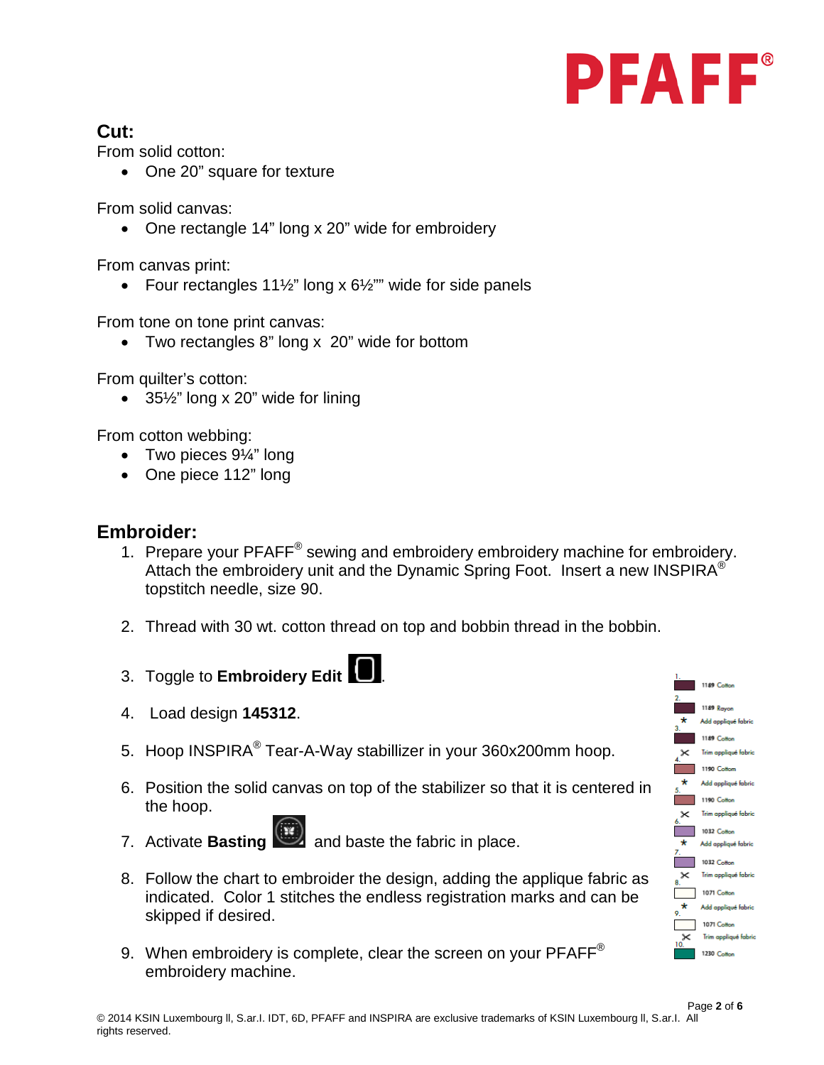## Cut:

From solid cotton:

- One 20” square for texture

From solid canvas:

- One rectangle 14” long x 20” wide for embroidery

From canvas print:

- Four rectangles 11½” long x 6½”” wide for side panels

From tone on tone print canvas:

- Two rectangles 8” long x 20” wide for bottom

From quilter’s cotton:

- 35½” long x 20” wide for lining

From cotton webbing:

- Two pieces 9¼” long
- One piece 112” long

## Embroider:

1. Prepare your PFAFF® sewing and embroidery embroidery machine for embroidery. Attach the embroidery unit and the Dynamic Spring Foot. Insert a new INSPIRA® topstitch needle, size 90.
2. Thread with 30 wt. cotton thread on top and bobbin thread in the bobbin.
3. Toggle to **Embroidery Edit** .
4. Load design **145312**.
5. Hoop INSPIRA® Tear-A-Way stabillizer in your 360x200mm hoop.
6. Position the solid canvas on top of the stabilizer so that it is centered in the hoop.
7. Activate **Basting** and baste the fabric in place.
8. Follow the chart to embroider the design, adding the applique fabric as indicated. Color 1 stitches the endless registration marks and can be skipped if desired.
9. When embroidery is complete, clear the screen on your PFAFF® embroidery machine.

1. 1189 Cotton
2. 1189 Rayon
   - Add appliqué fabric
3. 1189 Cotton
   - Trim appliqué fabric
4. 1190 Cotton
   - Add appliqué fabric
5. 1190 Cotton
   - Trim appliqué fabric
6. 1032 Cotton
   - Add appliqué fabric
7. 1032 Cotton
   - Trim appliqué fabric
8. 1071 Cotton
   - Add appliqué fabric
9. 1071 Cotton
   - Trim appliqué fabric
10. 1230 Cotton

© 2014 KSIN Luxembourg ll, S.ar.l. IDT, 6D, PFAFF and INSPIRA are exclusive trademarks of KSIN Luxembourg ll, S.ar.l. All rights reserved.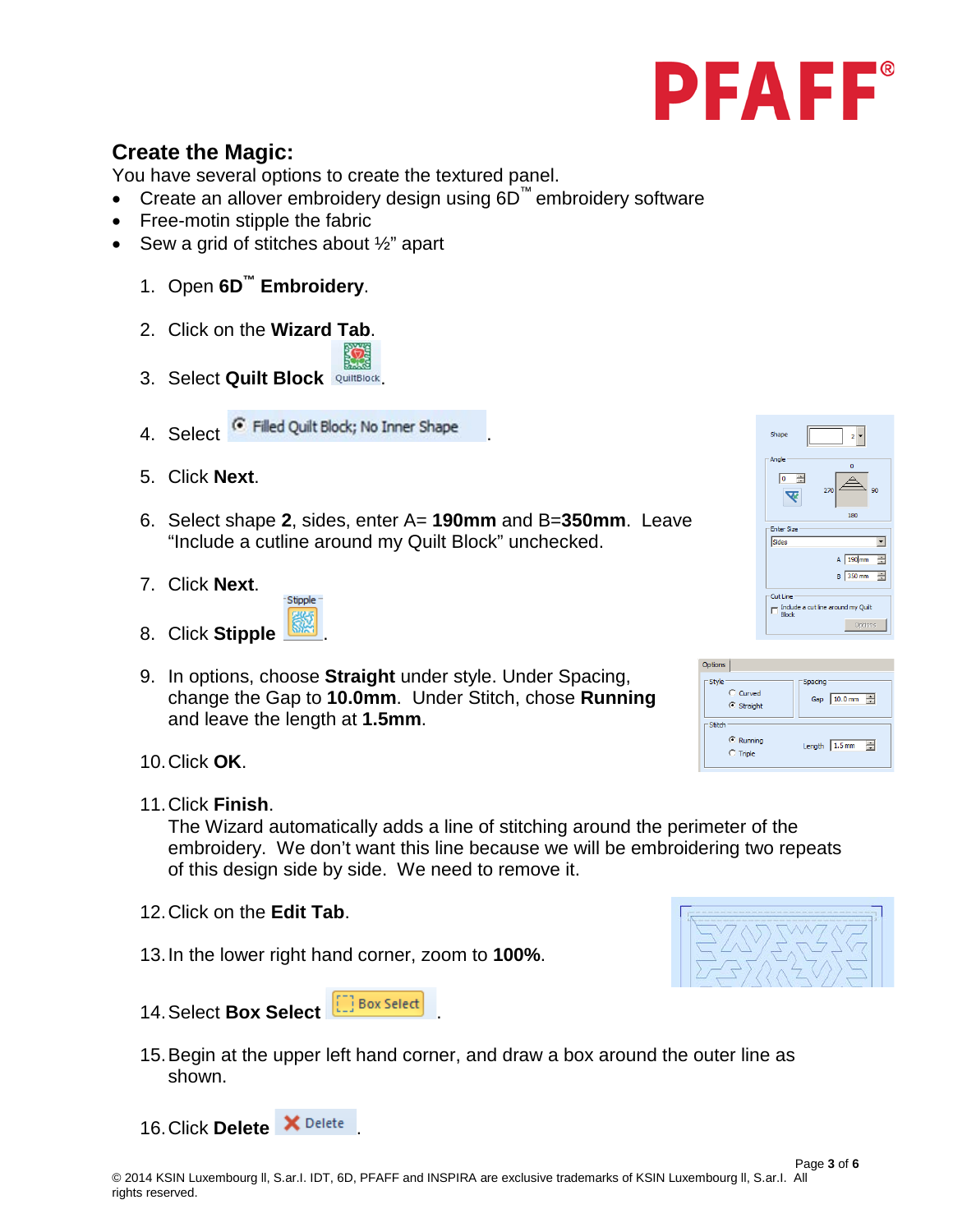## Create the Magic:

You have several options to create the textured panel.

- Create an allover embroidery design using 6D™ embroidery software
- Free-motin stipple the fabric
- Sew a grid of stitches about ½" apart

1. Open **6D™ Embroidery**.
2. Click on the **Wizard Tab**.
3. Select **Quilt Block** QuiltBlock.
4. Select Filled Quilt Block; No Inner Shape.
5. Click **Next**.
6. Select shape **2**, sides, enter A= **190mm** and B=**350mm**. Leave "Include a cutline around my Quilt Block" unchecked.
7. Click **Next**.
8. Click **Stipple** Stipple.
9. In options, choose **Straight** under style. Under Spacing, change the Gap to **10.0mm**. Under Stitch, chose **Running** and leave the length at **1.5mm**.
10. Click **OK**.
11. Click **Finish**.
    The Wizard automatically adds a line of stitching around the perimeter of the embroidery. We don't want this line because we will be embroidering two repeats of this design side by side. We need to remove it.
12. Click on the **Edit Tab**.
13. In the lower right hand corner, zoom to **100%**.
14. Select **Box Select** Box Select.
15. Begin at the upper left hand corner, and draw a box around the outer line as shown.
16. Click **Delete** Delete.

© 2014 KSIN Luxembourg ll, S.ar.l. IDT, 6D, PFAFF and INSPIRA are exclusive trademarks of KSIN Luxembourg ll, S.ar.l. All rights reserved.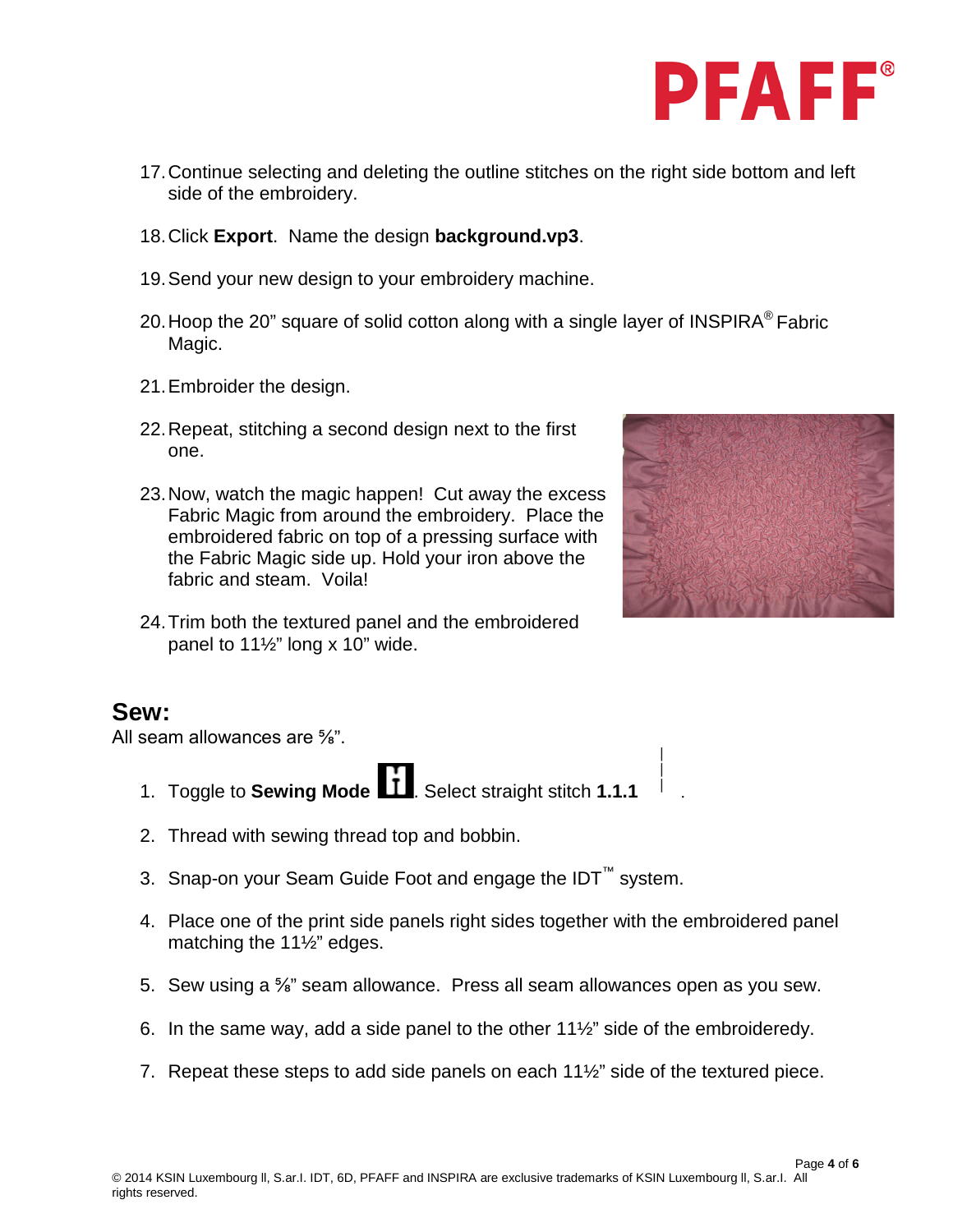17. Continue selecting and deleting the outline stitches on the right side bottom and left side of the embroidery.

18. Click **Export**. Name the design **background.vp3**.

19. Send your new design to your embroidery machine.

20. Hoop the 20" square of solid cotton along with a single layer of INSPIRA® Fabric Magic.

21. Embroider the design.

22. Repeat, stitching a second design next to the first one.

23. Now, watch the magic happen! Cut away the excess Fabric Magic from around the embroidery. Place the embroidered fabric on top of a pressing surface with the Fabric Magic side up. Hold your iron above the fabric and steam. Voila!

24. Trim both the textured panel and the embroidered panel to 11½" long x 10" wide.

## Sew:

All seam allowances are ⅝".

1. Toggle to **Sewing Mode**. Select straight stitch **1.1.1**.

2. Thread with sewing thread top and bobbin.

3. Snap-on your Seam Guide Foot and engage the IDT™ system.

4. Place one of the print side panels right sides together with the embroidered panel matching the 11½" edges.

5. Sew using a ⅝" seam allowance. Press all seam allowances open as you sew.

6. In the same way, add a side panel to the other 11½" side of the embroideredy.

7. Repeat these steps to add side panels on each 11½" side of the textured piece.

© 2014 KSIN Luxembourg ll, S.ar.l. IDT, 6D, PFAFF and INSPIRA are exclusive trademarks of KSIN Luxembourg ll, S.ar.l. All rights reserved.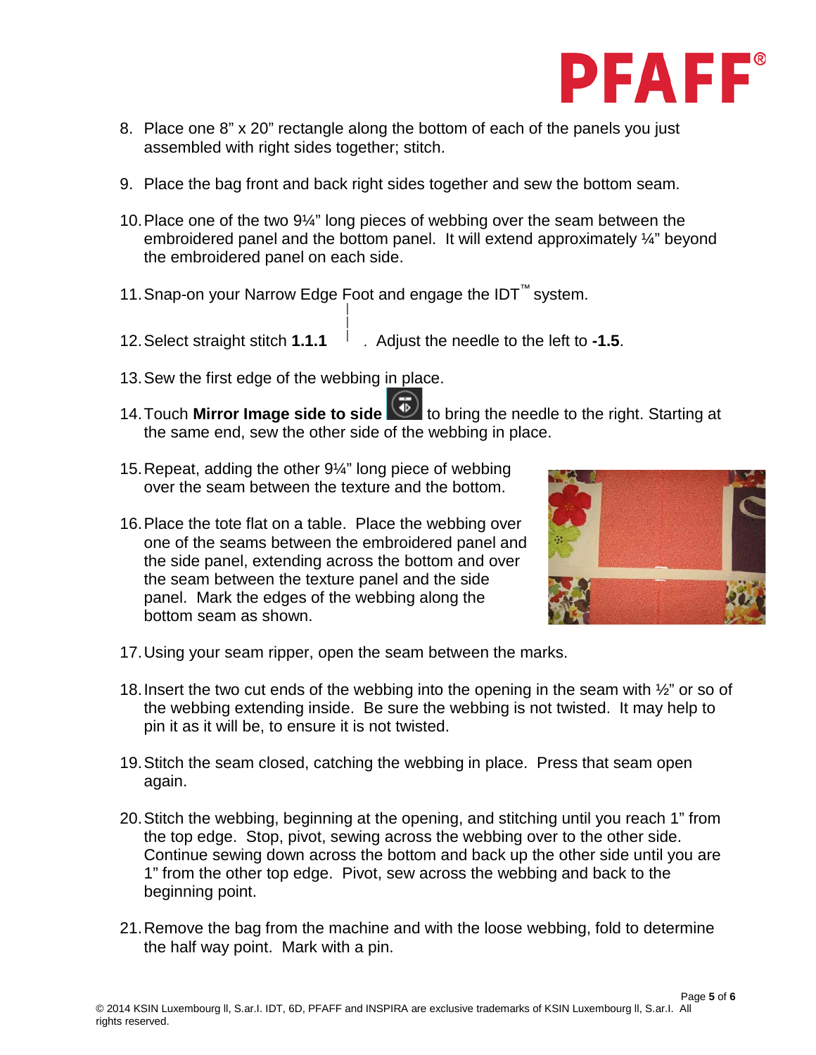8. Place one 8" x 20" rectangle along the bottom of each of the panels you just assembled with right sides together; stitch.

9. Place the bag front and back right sides together and sew the bottom seam.

10. Place one of the two 9¼" long pieces of webbing over the seam between the embroidered panel and the bottom panel. It will extend approximately ¼" beyond the embroidered panel on each side.

11. Snap-on your Narrow Edge Foot and engage the IDT™ system.

12. Select straight stitch **1.1.1** . Adjust the needle to the left to **-1.5**.

13. Sew the first edge of the webbing in place.

14. Touch **Mirror Image side to side** to bring the needle to the right. Starting at the same end, sew the other side of the webbing in place.

15. Repeat, adding the other 9¼" long piece of webbing over the seam between the texture and the bottom.

16. Place the tote flat on a table. Place the webbing over one of the seams between the embroidered panel and the side panel, extending across the bottom and over the seam between the texture panel and the side panel. Mark the edges of the webbing along the bottom seam as shown.

17. Using your seam ripper, open the seam between the marks.

18. Insert the two cut ends of the webbing into the opening in the seam with ½" or so of the webbing extending inside. Be sure the webbing is not twisted. It may help to pin it as it will be, to ensure it is not twisted.

19. Stitch the seam closed, catching the webbing in place. Press that seam open again.

20. Stitch the webbing, beginning at the opening, and stitching until you reach 1" from the top edge. Stop, pivot, sewing across the webbing over to the other side. Continue sewing down across the bottom and back up the other side until you are 1" from the other top edge. Pivot, sew across the webbing and back to the beginning point.

21. Remove the bag from the machine and with the loose webbing, fold to determine the half way point. Mark with a pin.

© 2014 KSIN Luxembourg II, S.ar.l. IDT, 6D, PFAFF and INSPIRA are exclusive trademarks of KSIN Luxembourg II, S.ar.l. All rights reserved.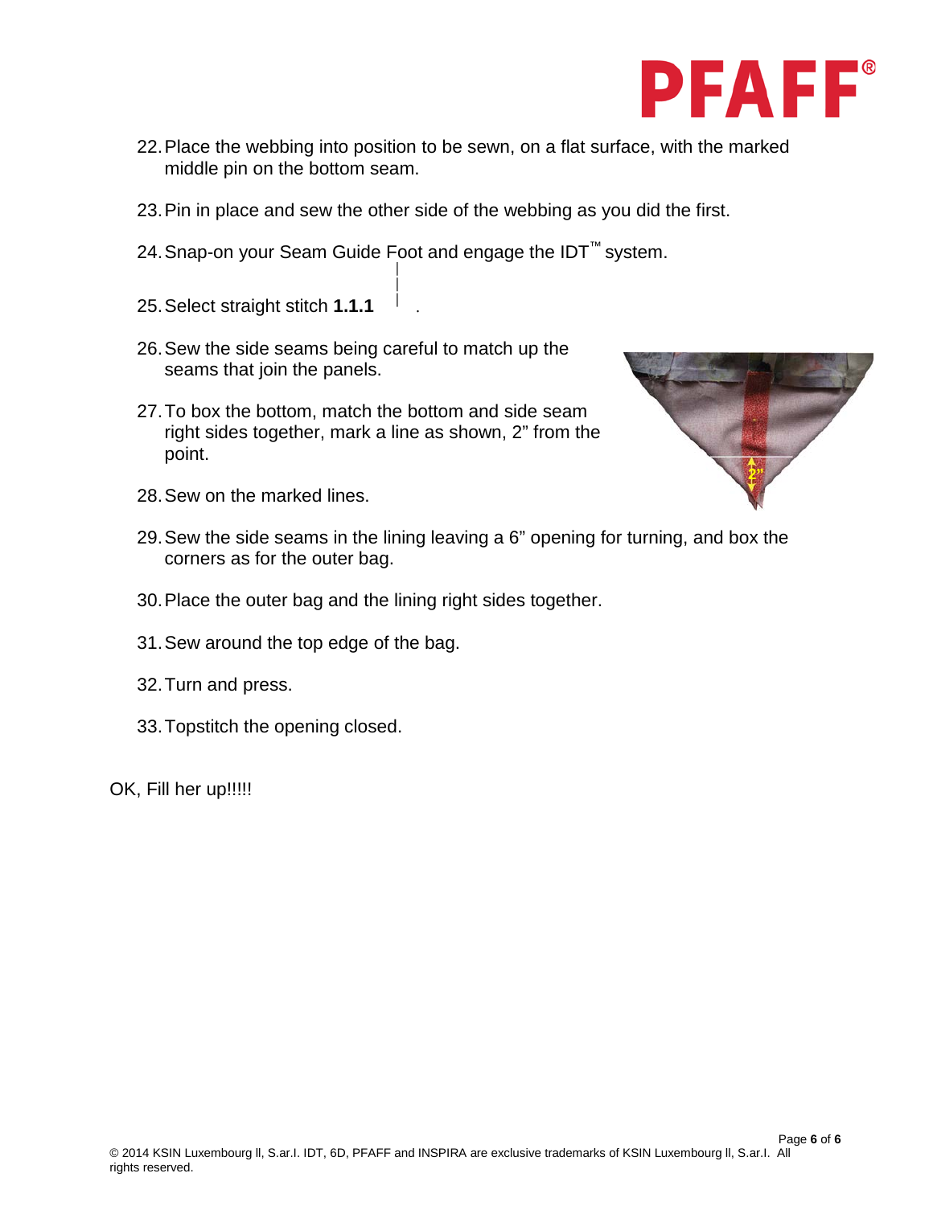22. Place the webbing into position to be sewn, on a flat surface, with the marked middle pin on the bottom seam.

23. Pin in place and sew the other side of the webbing as you did the first.

24. Snap-on your Seam Guide Foot and engage the IDT™ system.

25. Select straight stitch **1.1.1** .

26. Sew the side seams being careful to match up the seams that join the panels.

27. To box the bottom, match the bottom and side seam right sides together, mark a line as shown, 2" from the point.

28. Sew on the marked lines.

29. Sew the side seams in the lining leaving a 6" opening for turning, and box the corners as for the outer bag.

30. Place the outer bag and the lining right sides together.

31. Sew around the top edge of the bag.

32. Turn and press.

33. Topstitch the opening closed.

OK, Fill her up!!!!!

© 2014 KSIN Luxembourg ll, S.ar.l. IDT, 6D, PFAFF and INSPIRA are exclusive trademarks of KSIN Luxembourg ll, S.ar.l. All rights reserved.